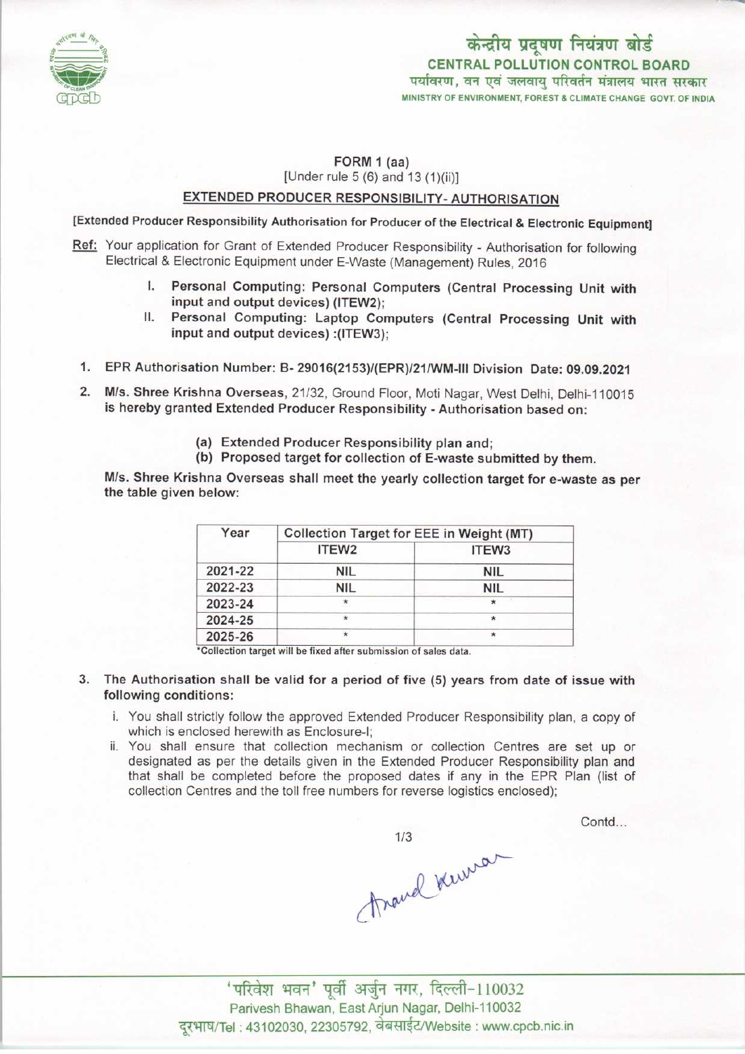केन्द्रीय प्रदूषण नियंत्रण बोर्ड
**CENTRAL POLLUTION CONTROL BOARD**
पर्यावरण, वन एवं जलवायु परिवर्तन मंत्रालय भारत सरकार
MINISTRY OF ENVIRONMENT, FOREST & CLIMATE CHANGE GOVT. OF INDIA

## FORM 1 (aa)

[Under rule 5 (6) and 13 (1)(ii)]

## EXTENDED PRODUCER RESPONSIBILITY- AUTHORISATION

[Extended Producer Responsibility Authorisation for Producer of the Electrical & Electronic Equipment]

**Ref:** Your application for Grant of Extended Producer Responsibility - Authorisation for following Electrical & Electronic Equipment under E-Waste (Management) Rules, 2016

I. **Personal Computing: Personal Computers (Central Processing Unit with input and output devices) (ITEW2);**

II. **Personal Computing: Laptop Computers (Central Processing Unit with input and output devices) :(ITEW3);**

1. **EPR Authorisation Number: B- 29016(2153)/(EPR)/21/WM-III Division Date: 09.09.2021**

2. **M/s. Shree Krishna Overseas,** 21/32, Ground Floor, Moti Nagar, West Delhi, Delhi-110015 **is hereby granted Extended Producer Responsibility - Authorisation based on:**

   (a) Extended Producer Responsibility plan and;

   (b) Proposed target for collection of E-waste submitted by them.

**M/s. Shree Krishna Overseas shall meet the yearly collection target for e-waste as per the table given below:**

| Year | Collection Target for EEE in Weight (MT) | |
|---|---|---|
| | ITEW2 | ITEW3 |
| 2021-22 | NIL | NIL |
| 2022-23 | NIL | NIL |
| 2023-24 | * | * |
| 2024-25 | * | * |
| 2025-26 | * | * |

*Collection target will be fixed after submission of sales data.

3. **The Authorisation shall be valid for a period of five (5) years from date of issue with following conditions:**

   i. You shall strictly follow the approved Extended Producer Responsibility plan, a copy of which is enclosed herewith as Enclosure-I;

   ii. You shall ensure that collection mechanism or collection Centres are set up or designated as per the details given in the Extended Producer Responsibility plan and that shall be completed before the proposed dates if any in the EPR Plan (list of collection Centres and the toll free numbers for reverse logistics enclosed);

Contd...

'परिवेश भवन' पूर्वी अर्जुन नगर, दिल्ली-110032
Parivesh Bhawan, East Arjun Nagar, Delhi-110032
दूरभाष/Tel : 43102030, 22305792, वेबसाईट/Website : www.cpcb.nic.in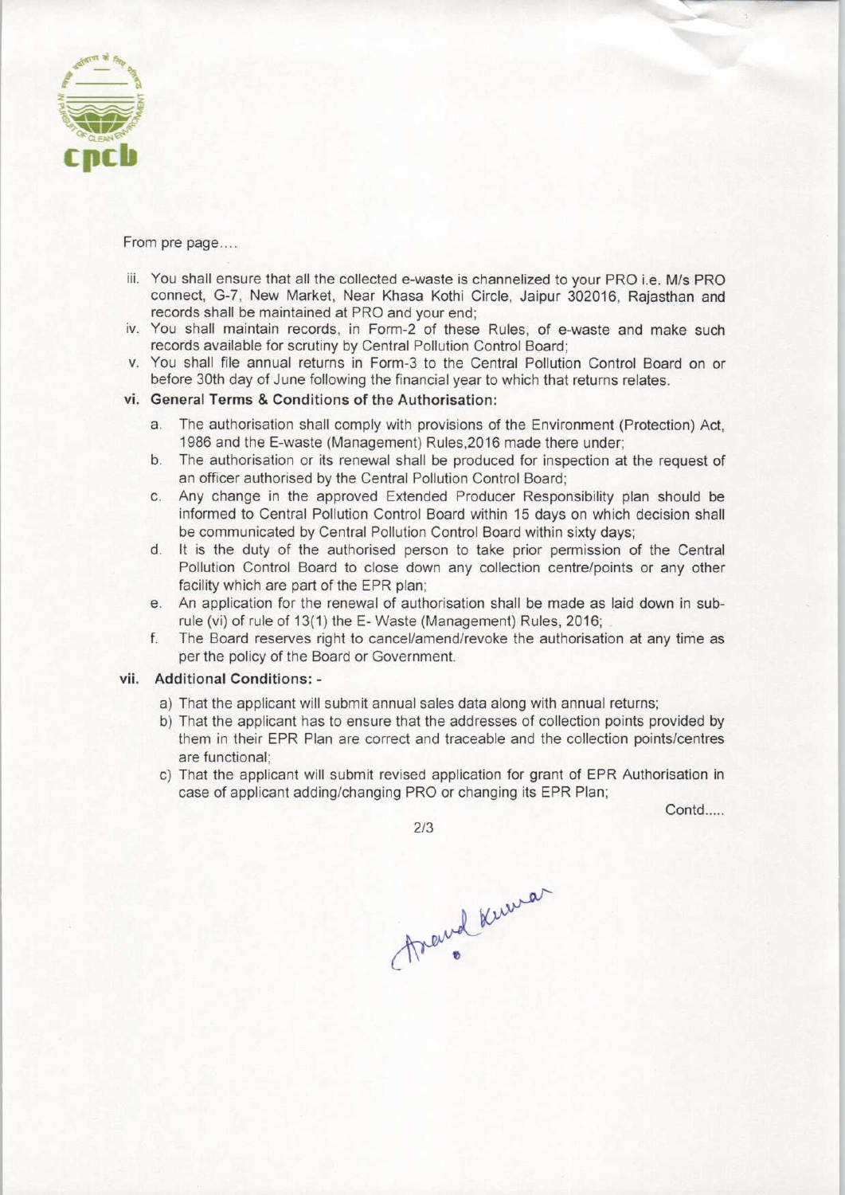From pre page....

iii. You shall ensure that all the collected e-waste is channelized to your PRO i.e. M/s PRO connect, G-7, New Market, Near Khasa Kothi Circle, Jaipur 302016, Rajasthan and records shall be maintained at PRO and your end;
iv. You shall maintain records, in Form-2 of these Rules, of e-waste and make such records available for scrutiny by Central Pollution Control Board;
v. You shall file annual returns in Form-3 to the Central Pollution Control Board on or before 30th day of June following the financial year to which that returns relates.

vi. **General Terms & Conditions of the Authorisation:**

  a. The authorisation shall comply with provisions of the Environment (Protection) Act, 1986 and the E-waste (Management) Rules,2016 made there under;
  b. The authorisation or its renewal shall be produced for inspection at the request of an officer authorised by the Central Pollution Control Board;
  c. Any change in the approved Extended Producer Responsibility plan should be informed to Central Pollution Control Board within 15 days on which decision shall be communicated by Central Pollution Control Board within sixty days;
  d. It is the duty of the authorised person to take prior permission of the Central Pollution Control Board to close down any collection centre/points or any other facility which are part of the EPR plan;
  e. An application for the renewal of authorisation shall be made as laid down in sub-rule (vi) of rule of 13(1) the E- Waste (Management) Rules, 2016;
  f. The Board reserves right to cancel/amend/revoke the authorisation at any time as per the policy of the Board or Government.

vii. **Additional Conditions: -**

  a) That the applicant will submit annual sales data along with annual returns;
  b) That the applicant has to ensure that the addresses of collection points provided by them in their EPR Plan are correct and traceable and the collection points/centres are functional;
  c) That the applicant will submit revised application for grant of EPR Authorisation in case of applicant adding/changing PRO or changing its EPR Plan;

Contd.....

Anand Kumar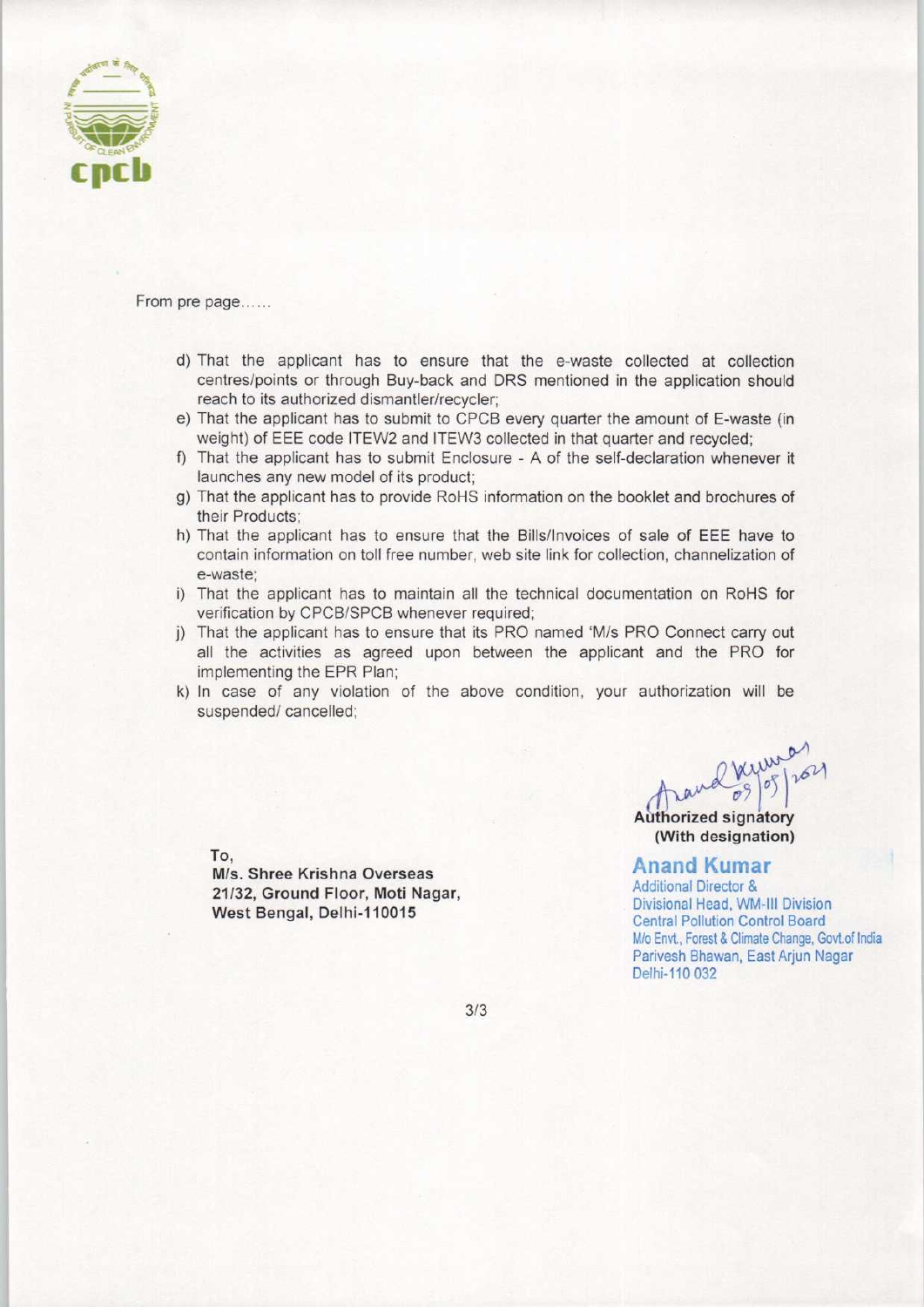From pre page......

d) That the applicant has to ensure that the e-waste collected at collection centres/points or through Buy-back and DRS mentioned in the application should reach to its authorized dismantler/recycler;
e) That the applicant has to submit to CPCB every quarter the amount of E-waste (in weight) of EEE code ITEW2 and ITEW3 collected in that quarter and recycled;
f) That the applicant has to submit Enclosure - A of the self-declaration whenever it launches any new model of its product;
g) That the applicant has to provide RoHS information on the booklet and brochures of their Products;
h) That the applicant has to ensure that the Bills/Invoices of sale of EEE have to contain information on toll free number, web site link for collection, channelization of e-waste;
i) That the applicant has to maintain all the technical documentation on RoHS for verification by CPCB/SPCB whenever required;
j) That the applicant has to ensure that its PRO named 'M/s PRO Connect carry out all the activities as agreed upon between the applicant and the PRO for implementing the EPR Plan;
k) In case of any violation of the above condition, your authorization will be suspended/ cancelled;

Anand Kumar 09/05/2021

**Authorized signatory**
**(With designation)**

**Anand Kumar**
Additional Director &
Divisional Head, WM-III Division
Central Pollution Control Board
M/o Envt., Forest & Climate Change, Govt.of India
Parivesh Bhawan, East Arjun Nagar
Delhi-110 032

To,
**M/s. Shree Krishna Overseas**
**21/32, Ground Floor, Moti Nagar,**
**West Bengal, Delhi-110015**